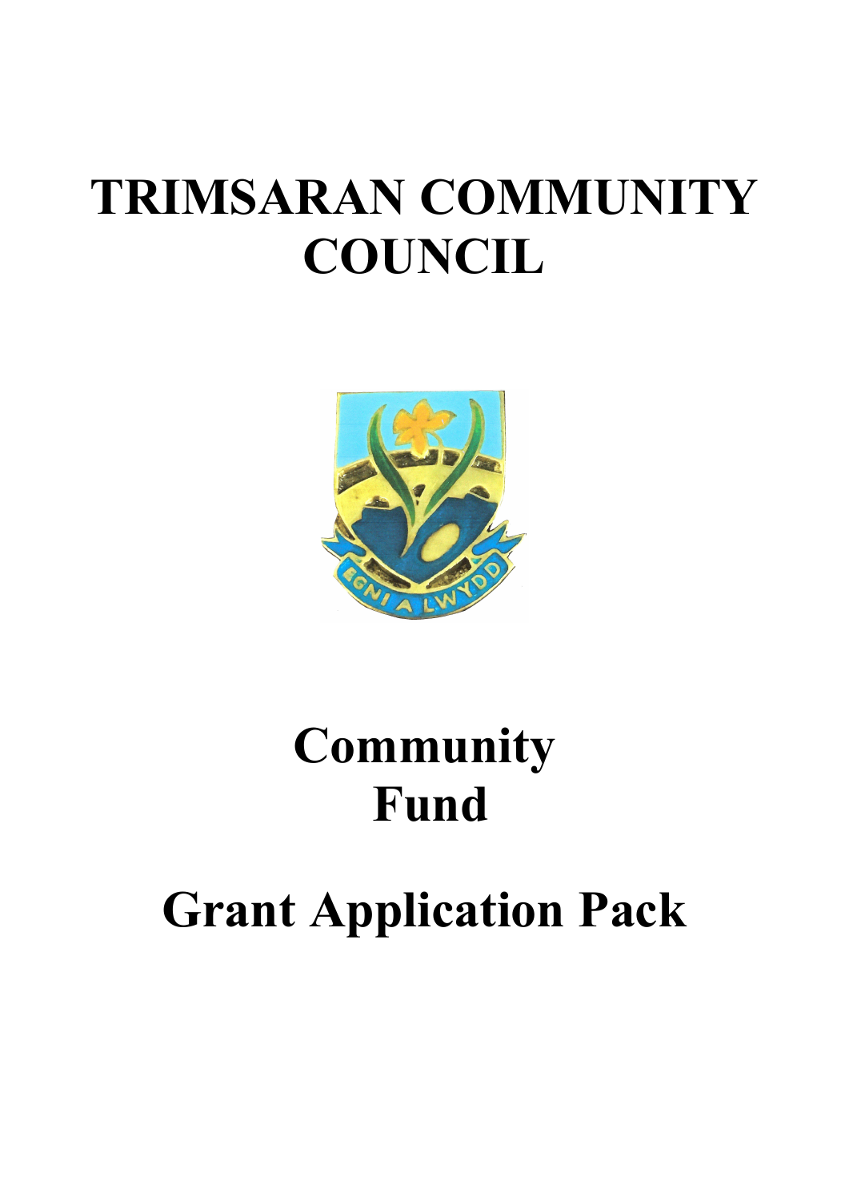# TRIMSARAN COMMUNITY COUNCIL

# Community Fund

# Grant Application Pack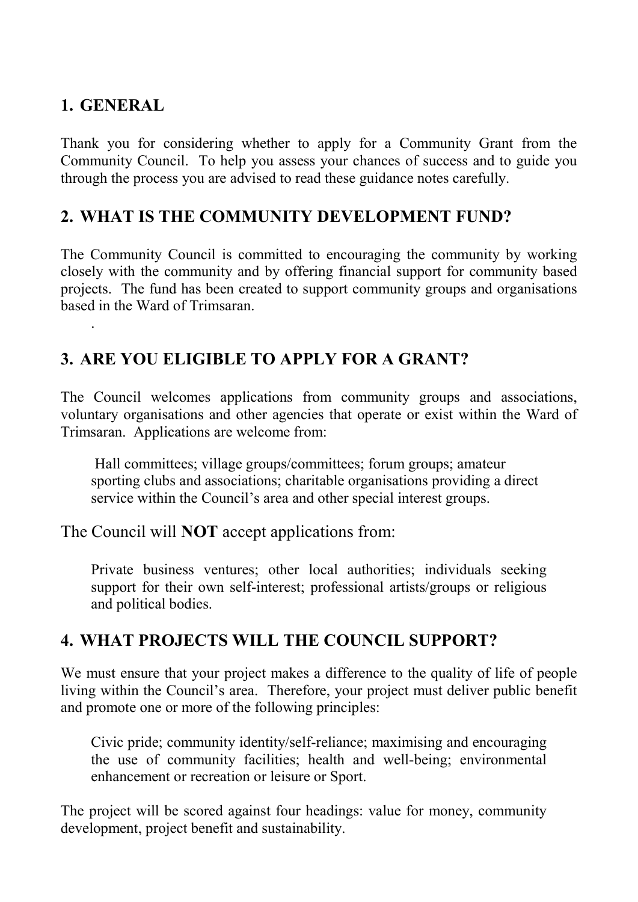## 1. GENERAL

Thank you for considering whether to apply for a Community Grant from the Community Council. To help you assess your chances of success and to guide you through the process you are advised to read these guidance notes carefully.

## 2. WHAT IS THE COMMUNITY DEVELOPMENT FUND?

The Community Council is committed to encouraging the community by working closely with the community and by offering financial support for community based projects. The fund has been created to support community groups and organisations based in the Ward of Trimsaran.

.

## 3. ARE YOU ELIGIBLE TO APPLY FOR A GRANT?

The Council welcomes applications from community groups and associations, voluntary organisations and other agencies that operate or exist within the Ward of Trimsaran. Applications are welcome from:

> Hall committees; village groups/committees; forum groups; amateur sporting clubs and associations; charitable organisations providing a direct service within the Council's area and other special interest groups.

The Council will **NOT** accept applications from:

> Private business ventures; other local authorities; individuals seeking support for their own self-interest; professional artists/groups or religious and political bodies.

## 4. WHAT PROJECTS WILL THE COUNCIL SUPPORT?

We must ensure that your project makes a difference to the quality of life of people living within the Council's area. Therefore, your project must deliver public benefit and promote one or more of the following principles:

> Civic pride; community identity/self-reliance; maximising and encouraging the use of community facilities; health and well-being; environmental enhancement or recreation or leisure or Sport.

The project will be scored against four headings: value for money, community development, project benefit and sustainability.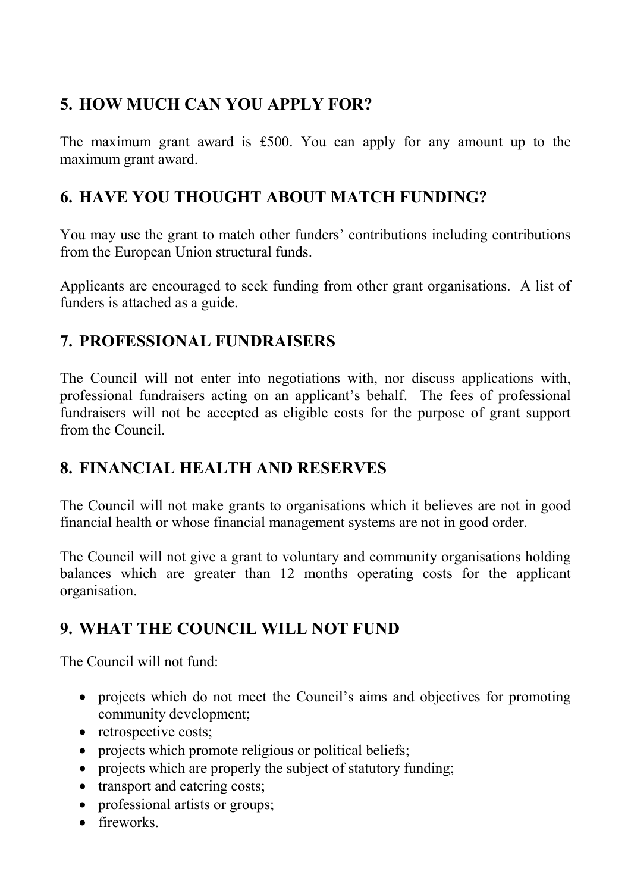## 5. HOW MUCH CAN YOU APPLY FOR?

The maximum grant award is £500. You can apply for any amount up to the maximum grant award.

## 6. HAVE YOU THOUGHT ABOUT MATCH FUNDING?

You may use the grant to match other funders' contributions including contributions from the European Union structural funds.

Applicants are encouraged to seek funding from other grant organisations. A list of funders is attached as a guide.

## 7. PROFESSIONAL FUNDRAISERS

The Council will not enter into negotiations with, nor discuss applications with, professional fundraisers acting on an applicant's behalf. The fees of professional fundraisers will not be accepted as eligible costs for the purpose of grant support from the Council.

## 8. FINANCIAL HEALTH AND RESERVES

The Council will not make grants to organisations which it believes are not in good financial health or whose financial management systems are not in good order.

The Council will not give a grant to voluntary and community organisations holding balances which are greater than 12 months operating costs for the applicant organisation.

## 9. WHAT THE COUNCIL WILL NOT FUND

The Council will not fund:

- projects which do not meet the Council's aims and objectives for promoting community development;
- retrospective costs;
- projects which promote religious or political beliefs;
- projects which are properly the subject of statutory funding;
- transport and catering costs;
- professional artists or groups;
- fireworks.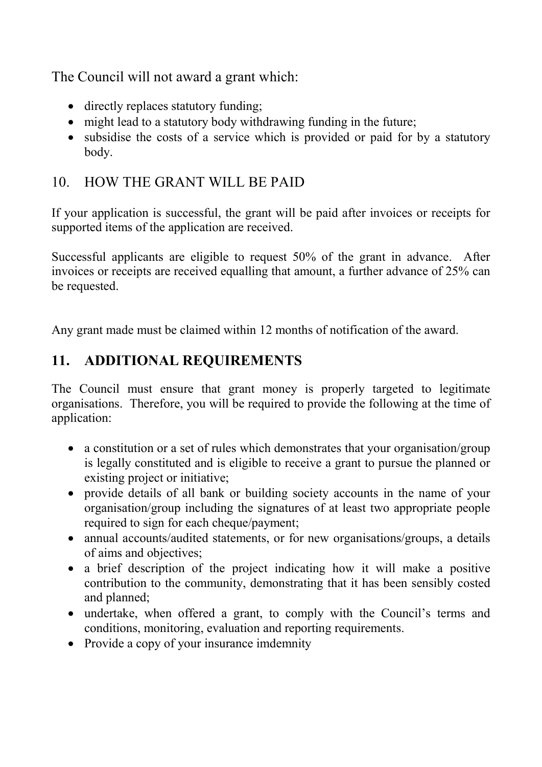The Council will not award a grant which:

- directly replaces statutory funding;
- might lead to a statutory body withdrawing funding in the future;
- subsidise the costs of a service which is provided or paid for by a statutory body.

## 10. HOW THE GRANT WILL BE PAID

If your application is successful, the grant will be paid after invoices or receipts for supported items of the application are received.

Successful applicants are eligible to request 50% of the grant in advance. After invoices or receipts are received equalling that amount, a further advance of 25% can be requested.

Any grant made must be claimed within 12 months of notification of the award.

## 11. ADDITIONAL REQUIREMENTS

The Council must ensure that grant money is properly targeted to legitimate organisations. Therefore, you will be required to provide the following at the time of application:

- a constitution or a set of rules which demonstrates that your organisation/group is legally constituted and is eligible to receive a grant to pursue the planned or existing project or initiative;
- provide details of all bank or building society accounts in the name of your organisation/group including the signatures of at least two appropriate people required to sign for each cheque/payment;
- annual accounts/audited statements, or for new organisations/groups, a details of aims and objectives;
- a brief description of the project indicating how it will make a positive contribution to the community, demonstrating that it has been sensibly costed and planned;
- undertake, when offered a grant, to comply with the Council's terms and conditions, monitoring, evaluation and reporting requirements.
- Provide a copy of your insurance imdemnity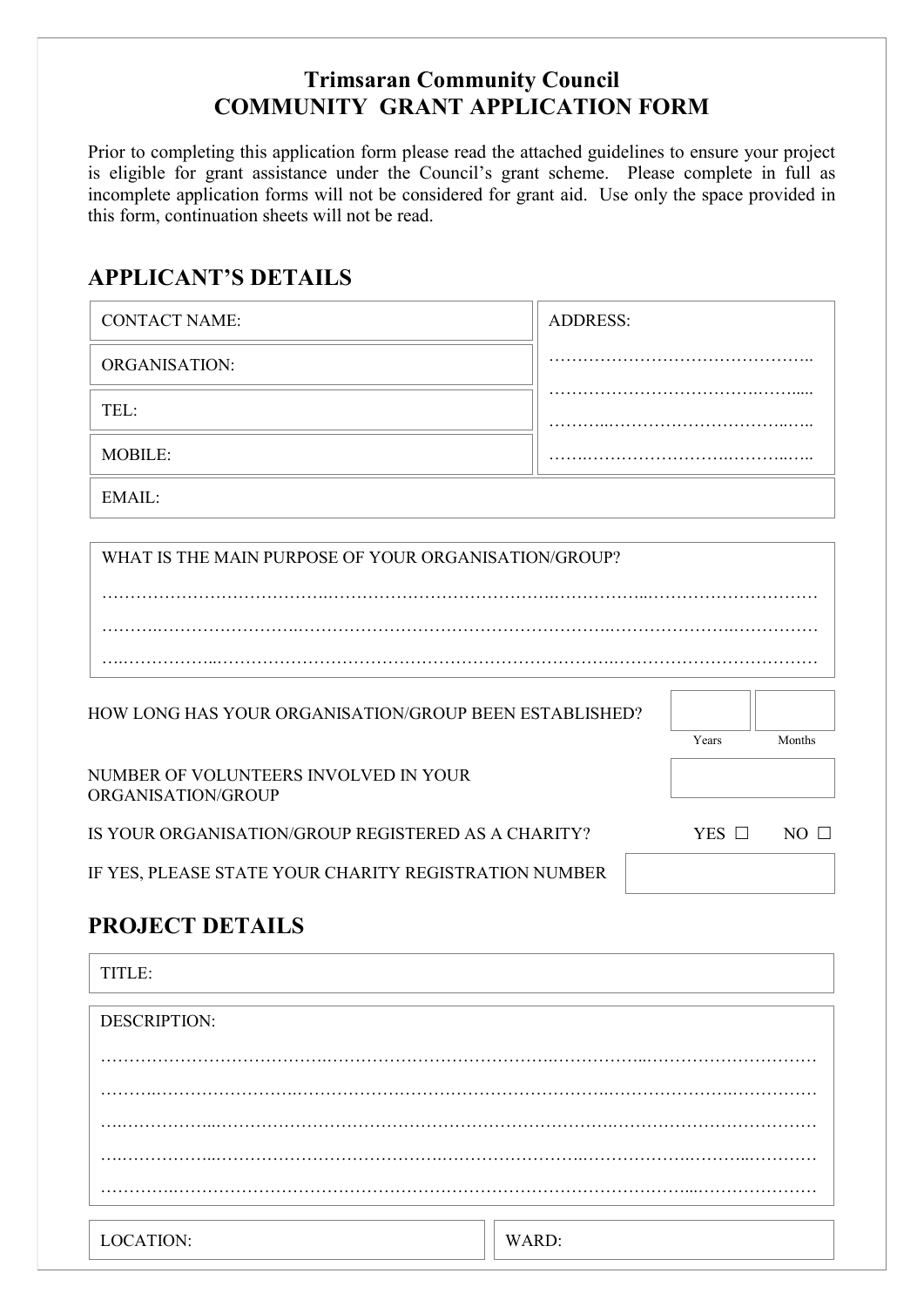# Trimsaran Community Council
# COMMUNITY GRANT APPLICATION FORM

Prior to completing this application form please read the attached guidelines to ensure your project is eligible for grant assistance under the Council's grant scheme. Please complete in full as incomplete application forms will not be considered for grant aid. Use only the space provided in this form, continuation sheets will not be read.

## APPLICANT'S DETAILS

| | |
|---|---|
| CONTACT NAME: | ADDRESS: |
| ORGANISATION: | ……………………………………….. |
| TEL: | ………………………………….……..... |
| MOBILE: | ………..……………………………..….. |
| | ……..…………………….……….….. |
| EMAIL: | |

WHAT IS THE MAIN PURPOSE OF YOUR ORGANISATION/GROUP?

……………………………………………………………………………………………………………………

……………………………………………………………………………………………………………………

……………………………………………………………………………………………………………………

HOW LONG HAS YOUR ORGANISATION/GROUP BEEN ESTABLISHED? ______ Years ______ Months

NUMBER OF VOLUNTEERS INVOLVED IN YOUR ORGANISATION/GROUP ______

IS YOUR ORGANISATION/GROUP REGISTERED AS A CHARITY? YES ☐ NO ☐

IF YES, PLEASE STATE YOUR CHARITY REGISTRATION NUMBER ______

## PROJECT DETAILS

TITLE:

DESCRIPTION:

……………………………………………………………………………………………………………………

……………………………………………………………………………………………………………………

……………………………………………………………………………………………………………………

……………………………………………………………………………………………………………………

……………………………………………………………………………………………………………………

| | |
|---|---|
| LOCATION: | WARD: |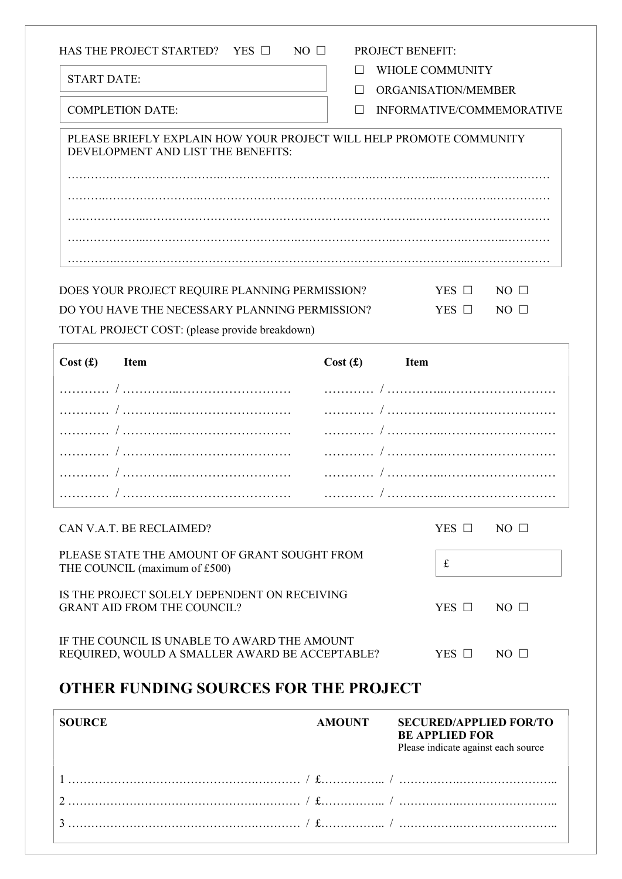HAS THE PROJECT STARTED? YES ☐ NO ☐

| START DATE: |
|---|
| COMPLETION DATE: |

PROJECT BENEFIT:

- ☐ WHOLE COMMUNITY
- ☐ ORGANISATION/MEMBER
- ☐ INFORMATIVE/COMMEMORATIVE

PLEASE BRIEFLY EXPLAIN HOW YOUR PROJECT WILL HELP PROMOTE COMMUNITY DEVELOPMENT AND LIST THE BENEFITS:

……………………………………………………………………………………………………………………

……………………………………………………………………………………………………………………

……………………………………………………………………………………………………………………

……………………………………………………………………………………………………………………

……………………………………………………………………………………………………………………

DOES YOUR PROJECT REQUIRE PLANNING PERMISSION? YES ☐ NO ☐

DO YOU HAVE THE NECESSARY PLANNING PERMISSION? YES ☐ NO ☐

TOTAL PROJECT COST: (please provide breakdown)

| Cost (£) | Item | Cost (£) | Item |
|---|---|---|---|
| ………… | / ……………………………………… | ………… | / ……………………………………… |
| ………… | / ……………………………………… | ………… | / ……………………………………… |
| ………… | / ……………………………………… | ………… | / ……………………………………… |
| ………… | / ……………………………………… | ………… | / ……………………………………… |
| ………… | / ……………………………………… | ………… | / ……………………………………… |
| ………… | / ……………………………………… | ………… | / ……………………………………… |

CAN V.A.T. BE RECLAIMED? YES ☐ NO ☐

PLEASE STATE THE AMOUNT OF GRANT SOUGHT FROM THE COUNCIL (maximum of £500) £

IS THE PROJECT SOLELY DEPENDENT ON RECEIVING GRANT AID FROM THE COUNCIL? YES ☐ NO ☐

IF THE COUNCIL IS UNABLE TO AWARD THE AMOUNT REQUIRED, WOULD A SMALLER AWARD BE ACCEPTABLE? YES ☐ NO ☐

## OTHER FUNDING SOURCES FOR THE PROJECT

| SOURCE | AMOUNT | SECURED/APPLIED FOR/TO BE APPLIED FOR<br>Please indicate against each source |
|---|---|---|
| 1 …………………………………………………… | / £…………….. | / …………………………………….. |
| 2 …………………………………………………… | / £…………….. | / …………………………………….. |
| 3 …………………………………………………… | / £…………….. | / …………………………………….. |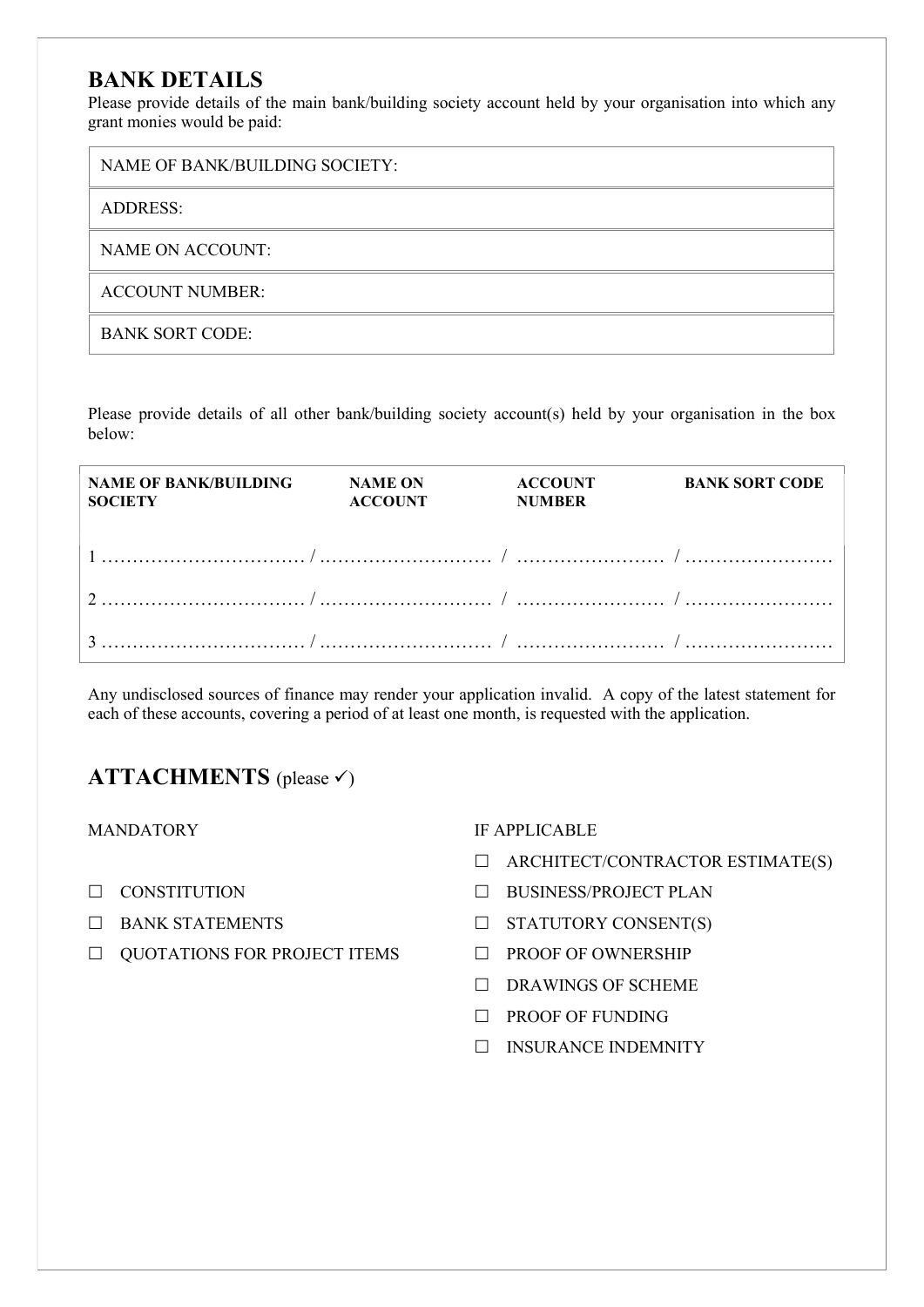## BANK DETAILS

Please provide details of the main bank/building society account held by your organisation into which any grant monies would be paid:

| NAME OF BANK/BUILDING SOCIETY: |
|---|
| ADDRESS: |
| NAME ON ACCOUNT: |
| ACCOUNT NUMBER: |
| BANK SORT CODE: |

Please provide details of all other bank/building society account(s) held by your organisation in the box below:

| **NAME OF BANK/BUILDING SOCIETY** | **NAME ON ACCOUNT** | **ACCOUNT NUMBER** | **BANK SORT CODE** |
|---|---|---|---|
| 1 …………………………… / | ……………………… / | …………………… / | …………………… |
| 2 …………………………… / | ……………………… / | …………………… / | …………………… |
| 3 …………………………… / | ……………………… / | …………………… / | …………………… |

Any undisclosed sources of finance may render your application invalid. A copy of the latest statement for each of these accounts, covering a period of at least one month, is requested with the application.

## ATTACHMENTS (please ✓)

MANDATORY

- ☐ CONSTITUTION
- ☐ BANK STATEMENTS
- ☐ QUOTATIONS FOR PROJECT ITEMS

IF APPLICABLE

- ☐ ARCHITECT/CONTRACTOR ESTIMATE(S)
- ☐ BUSINESS/PROJECT PLAN
- ☐ STATUTORY CONSENT(S)
- ☐ PROOF OF OWNERSHIP
- ☐ DRAWINGS OF SCHEME
- ☐ PROOF OF FUNDING
- ☐ INSURANCE INDEMNITY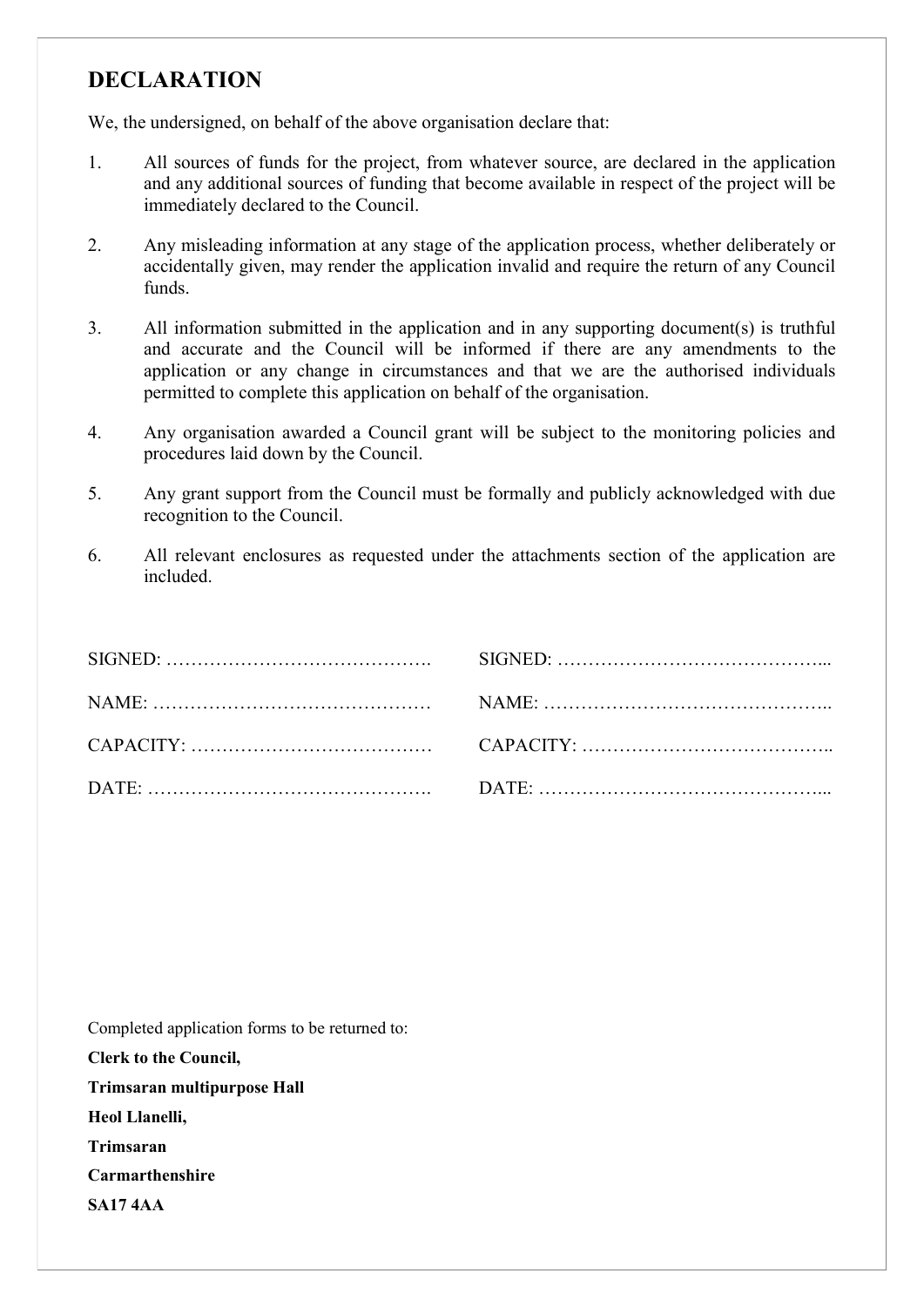## DECLARATION

We, the undersigned, on behalf of the above organisation declare that:

1. All sources of funds for the project, from whatever source, are declared in the application and any additional sources of funding that become available in respect of the project will be immediately declared to the Council.

2. Any misleading information at any stage of the application process, whether deliberately or accidentally given, may render the application invalid and require the return of any Council funds.

3. All information submitted in the application and in any supporting document(s) is truthful and accurate and the Council will be informed if there are any amendments to the application or any change in circumstances and that we are the authorised individuals permitted to complete this application on behalf of the organisation.

4. Any organisation awarded a Council grant will be subject to the monitoring policies and procedures laid down by the Council.

5. Any grant support from the Council must be formally and publicly acknowledged with due recognition to the Council.

6. All relevant enclosures as requested under the attachments section of the application are included.

| | |
|---|---|
| SIGNED: ……………………………………. | SIGNED: ……………………………………... |
| NAME: ……………………………………… | NAME: ……………………………………….. |
| CAPACITY: ………………………………… | CAPACITY: ………………………………….. |
| DATE: ………………………………………. | DATE: ………………………………………... |

Completed application forms to be returned to:

**Clerk to the Council,**

**Trimsaran multipurpose Hall**

**Heol Llanelli,**

**Trimsaran**

**Carmarthenshire**

**SA17 4AA**